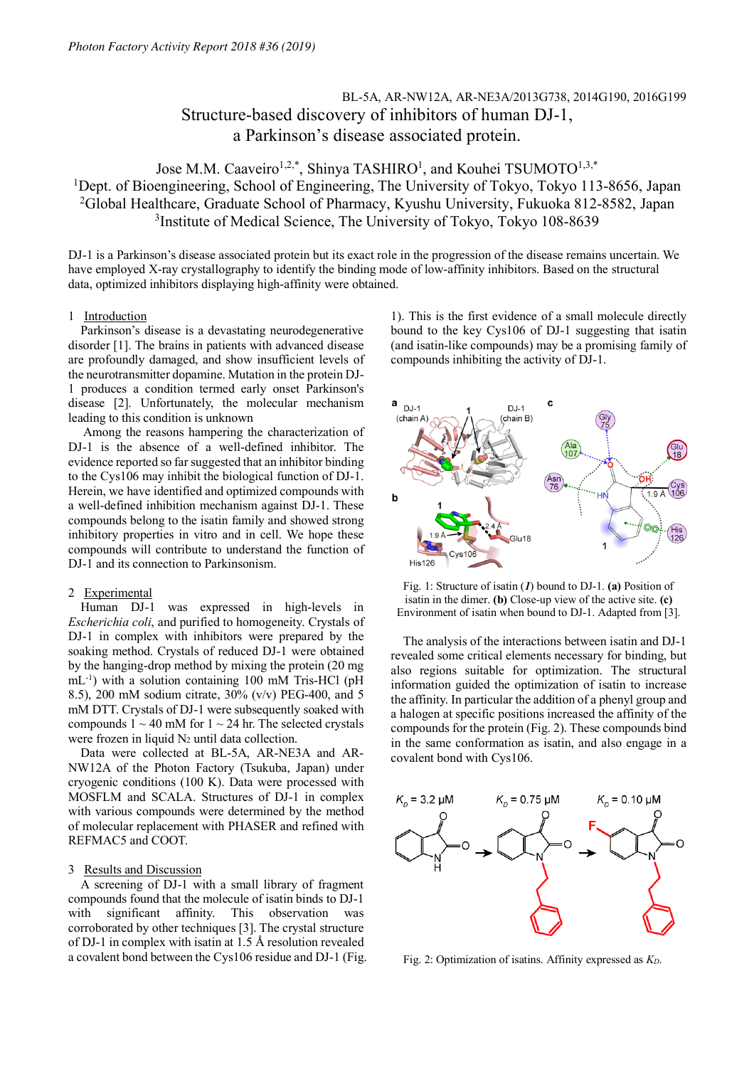BL-5A, AR-NW12A, AR-NE3A/2013G738, 2014G190, 2016G199

# Structure-based discovery of inhibitors of human DJ-1, a Parkinson's disease associated protein.

Jose M.M. Caaveiro[1,2,*], Shinya TASHIRO[1], and Kouhei TSUMOTO[1,3,*]

[1]Dept. of Bioengineering, School of Engineering, The University of Tokyo, Tokyo 113-8656, Japan
[2]Global Healthcare, Graduate School of Pharmacy, Kyushu University, Fukuoka 812-8582, Japan
[3]Institute of Medical Science, The University of Tokyo, Tokyo 108-8639

DJ-1 is a Parkinson's disease associated protein but its exact role in the progression of the disease remains uncertain. We have employed X-ray crystallography to identify the binding mode of low-affinity inhibitors. Based on the structural data, optimized inhibitors displaying high-affinity were obtained.

## 1 Introduction

Parkinson's disease is a devastating neurodegenerative disorder [1]. The brains in patients with advanced disease are profoundly damaged, and show insufficient levels of the neurotransmitter dopamine. Mutation in the protein DJ-1 produces a condition termed early onset Parkinson's disease [2]. Unfortunately, the molecular mechanism leading to this condition is unknown

Among the reasons hampering the characterization of DJ-1 is the absence of a well-defined inhibitor. The evidence reported so far suggested that an inhibitor binding to the Cys106 may inhibit the biological function of DJ-1. Herein, we have identified and optimized compounds with a well-defined inhibition mechanism against DJ-1. These compounds belong to the isatin family and showed strong inhibitory properties in vitro and in cell. We hope these compounds will contribute to understand the function of DJ-1 and its connection to Parkinsonism.

## 2 Experimental

Human DJ-1 was expressed in high-levels in *Escherichia coli*, and purified to homogeneity. Crystals of DJ-1 in complex with inhibitors were prepared by the soaking method. Crystals of reduced DJ-1 were obtained by the hanging-drop method by mixing the protein (20 mg mL$^{-1}$) with a solution containing 100 mM Tris-HCl (pH 8.5), 200 mM sodium citrate, 30% (v/v) PEG-400, and 5 mM DTT. Crystals of DJ-1 were subsequently soaked with compounds 1 ~ 40 mM for 1 ~ 24 hr. The selected crystals were frozen in liquid $N_2$ until data collection.

Data were collected at BL-5A, AR-NE3A and AR-NW12A of the Photon Factory (Tsukuba, Japan) under cryogenic conditions (100 K). Data were processed with MOSFLM and SCALA. Structures of DJ-1 in complex with various compounds were determined by the method of molecular replacement with PHASER and refined with REFMAC5 and COOT.

## 3 Results and Discussion

A screening of DJ-1 with a small library of fragment compounds found that the molecule of isatin binds to DJ-1 with significant affinity. This observation was corroborated by other techniques [3]. The crystal structure of DJ-1 in complex with isatin at 1.5 Å resolution revealed a covalent bond between the Cys106 residue and DJ-1 (Fig. 1). This is the first evidence of a small molecule directly bound to the key Cys106 of DJ-1 suggesting that isatin (and isatin-like compounds) may be a promising family of compounds inhibiting the activity of DJ-1.

Fig. 1: Structure of isatin (*1*) bound to DJ-1. **(a)** Position of isatin in the dimer. **(b)** Close-up view of the active site. **(c)** Environment of isatin when bound to DJ-1. Adapted from [3].

The analysis of the interactions between isatin and DJ-1 revealed some critical elements necessary for binding, but also regions suitable for optimization. The structural information guided the optimization of isatin to increase the affinity. In particular the addition of a phenyl group and a halogen at specific positions increased the affinity of the compounds for the protein (Fig. 2). These compounds bind in the same conformation as isatin, and also engage in a covalent bond with Cys106.

Fig. 2: Optimization of isatins. Affinity expressed as $K_D$.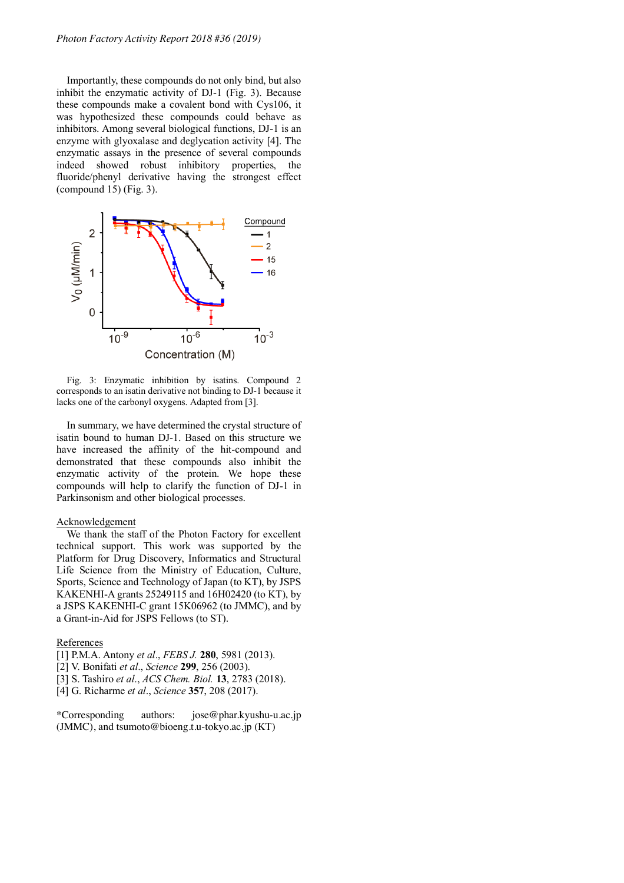Importantly, these compounds do not only bind, but also inhibit the enzymatic activity of DJ-1 (Fig. 3). Because these compounds make a covalent bond with Cys106, it was hypothesized these compounds could behave as inhibitors. Among several biological functions, DJ-1 is an enzyme with glyoxalase and deglycation activity [4]. The enzymatic assays in the presence of several compounds indeed showed robust inhibitory properties, the fluoride/phenyl derivative having the strongest effect (compound 15) (Fig. 3).

$V_0$ (µM/min)
2
1
0
$10^{-9}$
$10^{-6}$
$10^{-3}$
Concentration (M)
Compound
1
2
15
16

Fig. 3: Enzymatic inhibition by isatins. Compound 2 corresponds to an isatin derivative not binding to DJ-1 because it lacks one of the carbonyl oxygens. Adapted from [3].

In summary, we have determined the crystal structure of isatin bound to human DJ-1. Based on this structure we have increased the affinity of the hit-compound and demonstrated that these compounds also inhibit the enzymatic activity of the protein. We hope these compounds will help to clarify the function of DJ-1 in Parkinsonism and other biological processes.

## Acknowledgement

We thank the staff of the Photon Factory for excellent technical support. This work was supported by the Platform for Drug Discovery, Informatics and Structural Life Science from the Ministry of Education, Culture, Sports, Science and Technology of Japan (to KT), by JSPS KAKENHI-A grants 25249115 and 16H02420 (to KT), by a JSPS KAKENHI-C grant 15K06962 (to JMMC), and by a Grant-in-Aid for JSPS Fellows (to ST).

## References

[1] P.M.A. Antony *et al*., *FEBS J.* **280**, 5981 (2013).
[2] V. Bonifati *et al*., *Science* **299**, 256 (2003).
[3] S. Tashiro *et al*., *ACS Chem. Biol.* **13**, 2783 (2018).
[4] G. Richarme *et al*., *Science* **357**, 208 (2017).

*Corresponding authors: jose@phar.kyushu-u.ac.jp (JMMC), and tsumoto@bioeng.t.u-tokyo.ac.jp (KT)